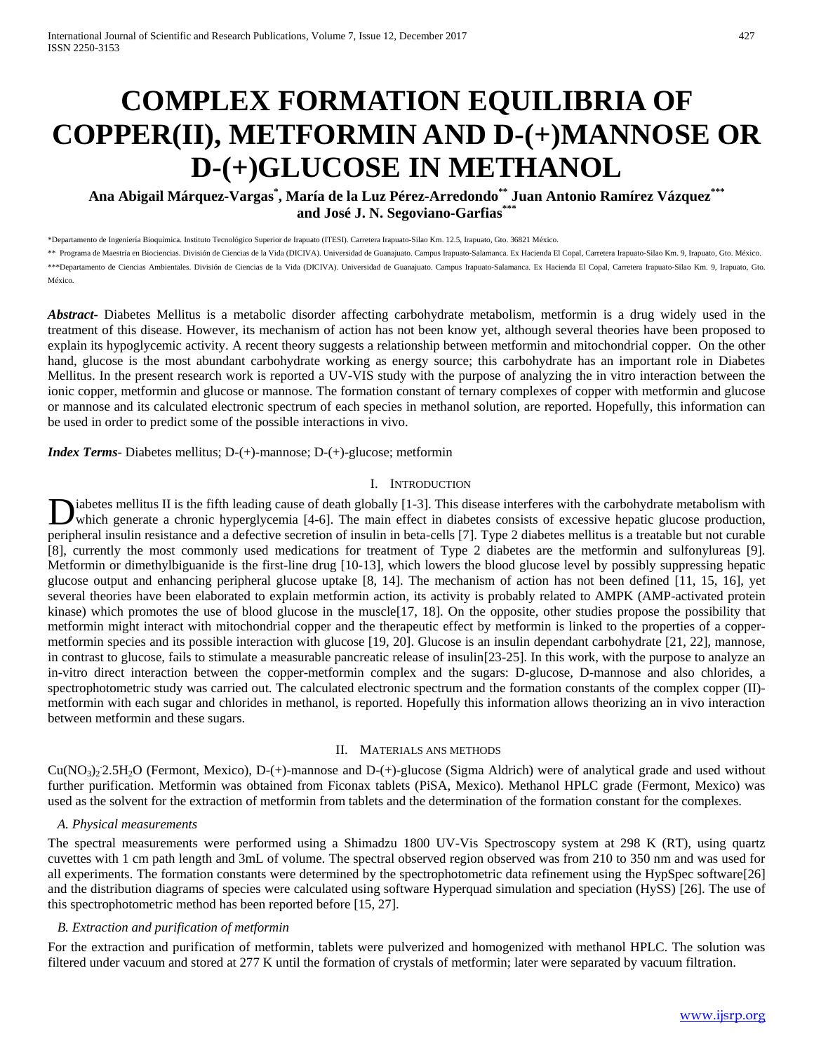# COMPLEX FORMATION EQUILIBRIA OF COPPER(II), METFORMIN AND D-(+)MANNOSE OR D-(+)GLUCOSE IN METHANOL

**Ana Abigail Márquez-Vargas[*], María de la Luz Pérez-Arredondo[**] Juan Antonio Ramírez Vázquez[***] and José J. N. Segoviano-Garfias[***]**

*Departamento de Ingeniería Bioquímica. Instituto Tecnológico Superior de Irapuato (ITESI). Carretera Irapuato-Silao Km. 12.5, Irapuato, Gto. 36821 México.

** Programa de Maestría en Biociencias. División de Ciencias de la Vida (DICIVA). Universidad de Guanajuato. Campus Irapuato-Salamanca. Ex Hacienda El Copal, Carretera Irapuato-Silao Km. 9, Irapuato, Gto. México.

***Departamento de Ciencias Ambientales. División de Ciencias de la Vida (DICIVA). Universidad de Guanajuato. Campus Irapuato-Salamanca. Ex Hacienda El Copal, Carretera Irapuato-Silao Km. 9, Irapuato, Gto. México.

***Abstract*-** Diabetes Mellitus is a metabolic disorder affecting carbohydrate metabolism, metformin is a drug widely used in the treatment of this disease. However, its mechanism of action has not been know yet, although several theories have been proposed to explain its hypoglycemic activity. A recent theory suggests a relationship between metformin and mitochondrial copper. On the other hand, glucose is the most abundant carbohydrate working as energy source; this carbohydrate has an important role in Diabetes Mellitus. In the present research work is reported a UV-VIS study with the purpose of analyzing the in vitro interaction between the ionic copper, metformin and glucose or mannose. The formation constant of ternary complexes of copper with metformin and glucose or mannose and its calculated electronic spectrum of each species in methanol solution, are reported. Hopefully, this information can be used in order to predict some of the possible interactions in vivo.

***Index Terms*-** Diabetes mellitus; D-(+)-mannose; D-(+)-glucose; metformin

## I. Introduction

Diabetes mellitus II is the fifth leading cause of death globally [1-3]. This disease interferes with the carbohydrate metabolism with which generate a chronic hyperglycemia [4-6]. The main effect in diabetes consists of excessive hepatic glucose production, peripheral insulin resistance and a defective secretion of insulin in beta-cells [7]. Type 2 diabetes mellitus is a treatable but not curable [8], currently the most commonly used medications for treatment of Type 2 diabetes are the metformin and sulfonylureas [9]. Metformin or dimethylbiguanide is the first-line drug [10-13], which lowers the blood glucose level by possibly suppressing hepatic glucose output and enhancing peripheral glucose uptake [8, 14]. The mechanism of action has not been defined [11, 15, 16], yet several theories have been elaborated to explain metformin action, its activity is probably related to AMPK (AMP-activated protein kinase) which promotes the use of blood glucose in the muscle[17, 18]. On the opposite, other studies propose the possibility that metformin might interact with mitochondrial copper and the therapeutic effect by metformin is linked to the properties of a copper-metformin species and its possible interaction with glucose [19, 20]. Glucose is an insulin dependant carbohydrate [21, 22], mannose, in contrast to glucose, fails to stimulate a measurable pancreatic release of insulin[23-25]. In this work, with the purpose to analyze an in-vitro direct interaction between the copper-metformin complex and the sugars: D-glucose, D-mannose and also chlorides, a spectrophotometric study was carried out. The calculated electronic spectrum and the formation constants of the complex copper (II)-metformin with each sugar and chlorides in methanol, is reported. Hopefully this information allows theorizing an in vivo interaction between metformin and these sugars.

## II. Materials ans methods

$Cu(NO_3)_2 \cdot 2.5H_2O$ (Fermont, Mexico), D-(+)-mannose and D-(+)-glucose (Sigma Aldrich) were of analytical grade and used without further purification. Metformin was obtained from Ficonax tablets (PiSA, Mexico). Methanol HPLC grade (Fermont, Mexico) was used as the solvent for the extraction of metformin from tablets and the determination of the formation constant for the complexes.

### *A. Physical measurements*

The spectral measurements were performed using a Shimadzu 1800 UV-Vis Spectroscopy system at 298 K (RT), using quartz cuvettes with 1 cm path length and 3mL of volume. The spectral observed region observed was from 210 to 350 nm and was used for all experiments. The formation constants were determined by the spectrophotometric data refinement using the HypSpec software[26] and the distribution diagrams of species were calculated using software Hyperquad simulation and speciation (HySS) [26]. The use of this spectrophotometric method has been reported before [15, 27].

### *B. Extraction and purification of metformin*

For the extraction and purification of metformin, tablets were pulverized and homogenized with methanol HPLC. The solution was filtered under vacuum and stored at 277 K until the formation of crystals of metformin; later were separated by vacuum filtration.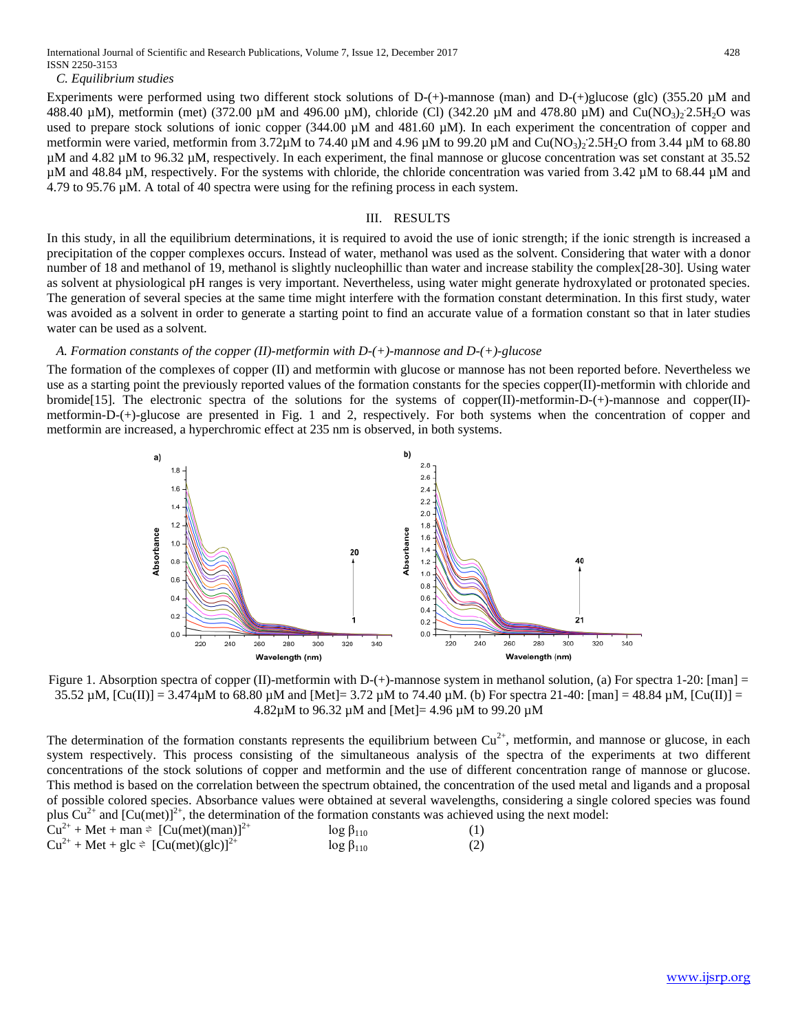*C. Equilibrium studies*

Experiments were performed using two different stock solutions of D-(+)-mannose (man) and D-(+)glucose (glc) (355.20 µM and 488.40 µM), metformin (met) (372.00 µM and 496.00 µM), chloride (Cl) (342.20 µM and 478.80 µM) and $Cu(NO_3)_2 \cdot 2.5H_2O$ was used to prepare stock solutions of ionic copper (344.00 µM and 481.60 µM). In each experiment the concentration of copper and metformin were varied, metformin from 3.72µM to 74.40 µM and 4.96 µM to 99.20 µM and $Cu(NO_3)_2 \cdot 2.5H_2O$ from 3.44 µM to 68.80 µM and 4.82 µM to 96.32 µM, respectively. In each experiment, the final mannose or glucose concentration was set constant at 35.52 µM and 48.84 µM, respectively. For the systems with chloride, the chloride concentration was varied from 3.42 µM to 68.44 µM and 4.79 to 95.76 µM. A total of 40 spectra were using for the refining process in each system.

## III. RESULTS

In this study, in all the equilibrium determinations, it is required to avoid the use of ionic strength; if the ionic strength is increased a precipitation of the copper complexes occurs. Instead of water, methanol was used as the solvent. Considering that water with a donor number of 18 and methanol of 19, methanol is slightly nucleophillic than water and increase stability the complex[28-30]. Using water as solvent at physiological pH ranges is very important. Nevertheless, using water might generate hydroxylated or protonated species. The generation of several species at the same time might interfere with the formation constant determination. In this first study, water was avoided as a solvent in order to generate a starting point to find an accurate value of a formation constant so that in later studies water can be used as a solvent.

*A. Formation constants of the copper (II)-metformin with D-(+)-mannose and D-(+)-glucose*

The formation of the complexes of copper (II) and metformin with glucose or mannose has not been reported before. Nevertheless we use as a starting point the previously reported values of the formation constants for the species copper(II)-metformin with chloride and bromide[15]. The electronic spectra of the solutions for the systems of copper(II)-metformin-D-(+)-mannose and copper(II)-metformin-D-(+)-glucose are presented in Fig. 1 and 2, respectively. For both systems when the concentration of copper and metformin are increased, a hyperchromic effect at 235 nm is observed, in both systems.

Figure 1. Absorption spectra of copper (II)-metformin with D-(+)-mannose system in methanol solution, (a) For spectra 1-20: [man] = 35.52 µM, [Cu(II)] = 3.474µM to 68.80 µM and [Met]= 3.72 µM to 74.40 µM. (b) For spectra 21-40: [man] = 48.84 µM, [Cu(II)] = 4.82µM to 96.32 µM and [Met]= 4.96 µM to 99.20 µM

The determination of the formation constants represents the equilibrium between $Cu^{2+}$, metformin, and mannose or glucose, in each system respectively. This process consisting of the simultaneous analysis of the spectra of the experiments at two different concentrations of the stock solutions of copper and metformin and the use of different concentration range of mannose or glucose. This method is based on the correlation between the spectrum obtained, the concentration of the used metal and ligands and a proposal of possible colored species. Absorbance values were obtained at several wavelengths, considering a single colored species was found plus $Cu^{2+}$ and $[Cu(met)]^{2+}$, the determination of the formation constants was achieved using the next model:

$$Cu^{2+} + Met + man \rightleftharpoons [Cu(met)(man)]^{2+} \qquad \log \beta_{110} \qquad (1)$$

$$Cu^{2+} + Met + glc \rightleftharpoons [Cu(met)(glc)]^{2+} \qquad \log \beta_{110} \qquad (2)$$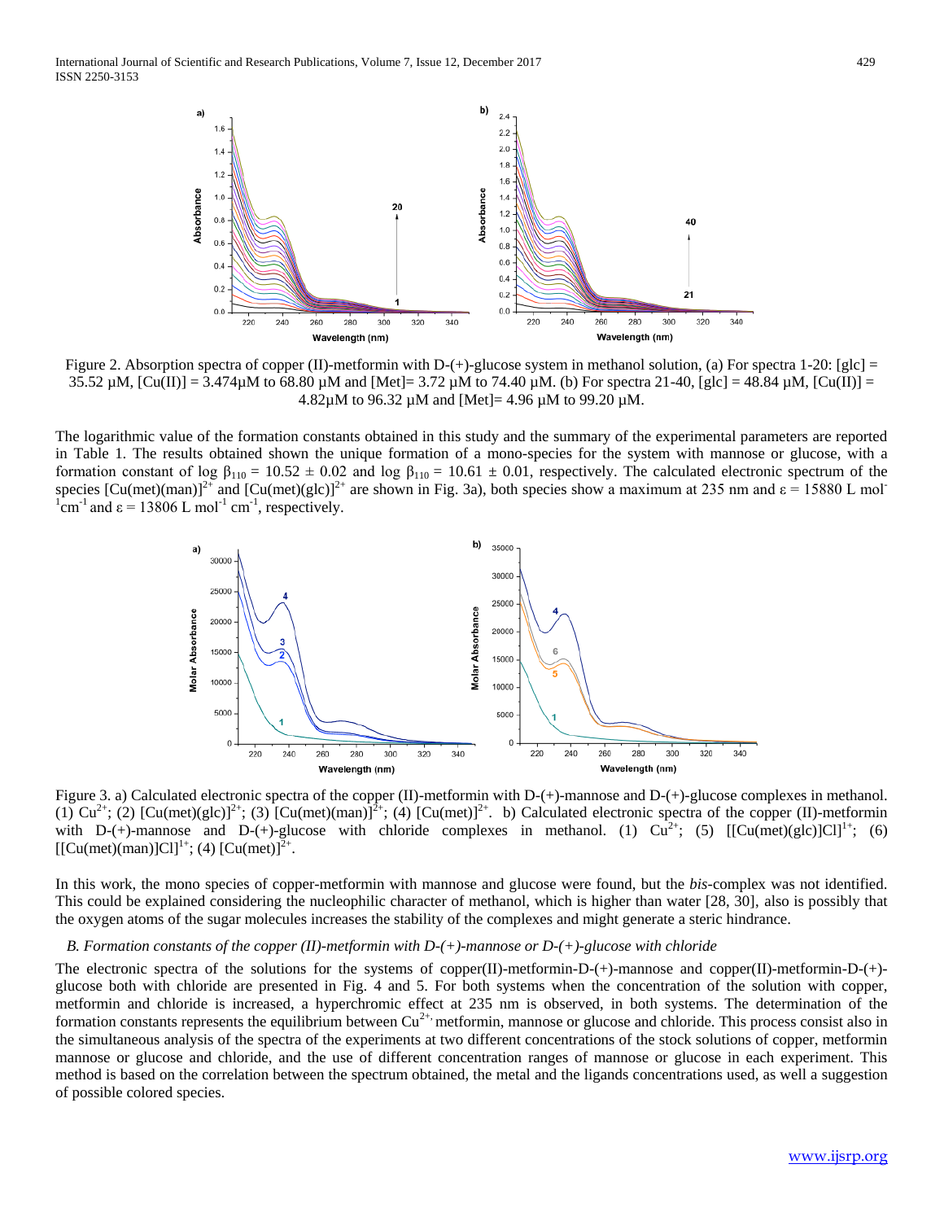Figure 2. Absorption spectra of copper (II)-metformin with D-(+)-glucose system in methanol solution, (a) For spectra 1-20: [glc] = 35.52 µM, [Cu(II)] = 3.474µM to 68.80 µM and [Met]= 3.72 µM to 74.40 µM. (b) For spectra 21-40, [glc] = 48.84 µM, [Cu(II)] = 4.82µM to 96.32 µM and [Met]= 4.96 µM to 99.20 µM.

The logarithmic value of the formation constants obtained in this study and the summary of the experimental parameters are reported in Table 1. The results obtained shown the unique formation of a mono-species for the system with mannose or glucose, with a formation constant of log $\beta_{110}$ = 10.52 ± 0.02 and log $\beta_{110}$ = 10.61 ± 0.01, respectively. The calculated electronic spectrum of the species $[Cu(met)(man)]^{2+}$ and $[Cu(met)(glc)]^{2+}$ are shown in Fig. 3a), both species show a maximum at 235 nm and ε = 15880 L $mol^{-1}cm^{-1}$ and ε = 13806 L $mol^{-1}$ $cm^{-1}$, respectively.

Figure 3. a) Calculated electronic spectra of the copper (II)-metformin with D-(+)-mannose and D-(+)-glucose complexes in methanol. (1) $Cu^{2+}$; (2) $[Cu(met)(glc)]^{2+}$; (3) $[Cu(met)(man)]^{2+}$; (4) $[Cu(met)]^{2+}$. b) Calculated electronic spectra of the copper (II)-metformin with D-(+)-mannose and D-(+)-glucose with chloride complexes in methanol. (1) $Cu^{2+}$; (5) $[[Cu(met)(glc)]Cl]^{1+}$; (6) $[[Cu(met)(man)]Cl]^{1+}$; (4) $[Cu(met)]^{2+}$.

In this work, the mono species of copper-metformin with mannose and glucose were found, but the *bis*-complex was not identified. This could be explained considering the nucleophilic character of methanol, which is higher than water [28, 30], also is possibly that the oxygen atoms of the sugar molecules increases the stability of the complexes and might generate a steric hindrance.

### *B. Formation constants of the copper (II)-metformin with D-(+)-mannose or D-(+)-glucose with chloride*

The electronic spectra of the solutions for the systems of copper(II)-metformin-D-(+)-mannose and copper(II)-metformin-D-(+)-glucose both with chloride are presented in Fig. 4 and 5. For both systems when the concentration of the solution with copper, metformin and chloride is increased, a hyperchromic effect at 235 nm is observed, in both systems. The determination of the formation constants represents the equilibrium between $Cu^{2+,}$ metformin, mannose or glucose and chloride. This process consist also in the simultaneous analysis of the spectra of the experiments at two different concentrations of the stock solutions of copper, metformin mannose or glucose and chloride, and the use of different concentration ranges of mannose or glucose in each experiment. This method is based on the correlation between the spectrum obtained, the metal and the ligands concentrations used, as well a suggestion of possible colored species.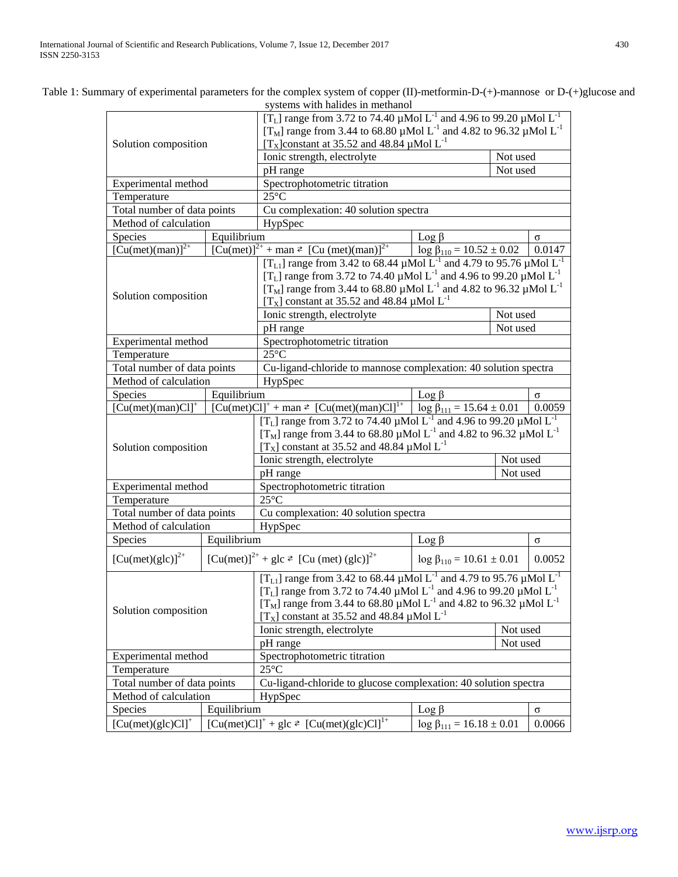Table 1: Summary of experimental parameters for the complex system of copper (II)-metformin-D-(+)-mannose or D-(+)glucose and systems with halides in methanol

| | | | | |
|---|---|---|---|---|
| Solution composition | | $[T_L]$ range from 3.72 to 74.40 µMol $L^{-1}$ and 4.96 to 99.20 µMol $L^{-1}$<br>$[T_M]$ range from 3.44 to 68.80 µMol $L^{-1}$ and 4.82 to 96.32 µMol $L^{-1}$<br>$[T_X]$constant at 35.52 and 48.84 µMol $L^{-1}$ | | |
| | | Ionic strength, electrolyte | Not used | |
| | | pH range | Not used | |
| Experimental method | | Spectrophotometric titration | | |
| Temperature | | 25°C | | |
| Total number of data points | | Cu complexation: 40 solution spectra | | |
| Method of calculation | | HypSpec | | |
| Species | Equilibrium | | Log β | σ |
| $[Cu(met)(man)]^{2+}$ | $[Cu(met)]^{2+}$ + man ⇄ $[Cu (met)(man)]^{2+}$ | | $\log \beta_{110} = 10.52 \pm 0.02$ | 0.0147 |
| Solution composition | | $[T_{L1}]$ range from 3.42 to 68.44 µMol $L^{-1}$ and 4.79 to 95.76 µMol $L^{-1}$<br>$[T_L]$ range from 3.72 to 74.40 µMol $L^{-1}$ and 4.96 to 99.20 µMol $L^{-1}$<br>$[T_M]$ range from 3.44 to 68.80 µMol $L^{-1}$ and 4.82 to 96.32 µMol $L^{-1}$<br>$[T_X]$ constant at 35.52 and 48.84 µMol $L^{-1}$ | | |
| | | Ionic strength, electrolyte | Not used | |
| | | pH range | Not used | |
| Experimental method | | Spectrophotometric titration | | |
| Temperature | | 25°C | | |
| Total number of data points | | Cu-ligand-chloride to mannose complexation: 40 solution spectra | | |
| Method of calculation | | HypSpec | | |
| Species | Equilibrium | | Log β | σ |
| $[Cu(met)(man)Cl]^{+}$ | $[Cu(met)Cl]^{+}$ + man ⇄ $[Cu(met)(man)Cl]^{1+}$ | | $\log \beta_{111} = 15.64 \pm 0.01$ | 0.0059 |
| Solution composition | | $[T_L]$ range from 3.72 to 74.40 µMol $L^{-1}$ and 4.96 to 99.20 µMol $L^{-1}$<br>$[T_M]$ range from 3.44 to 68.80 µMol $L^{-1}$ and 4.82 to 96.32 µMol $L^{-1}$<br>$[T_X]$ constant at 35.52 and 48.84 µMol $L^{-1}$ | | |
| | | Ionic strength, electrolyte | Not used | |
| | | pH range | Not used | |
| Experimental method | | Spectrophotometric titration | | |
| Temperature | | 25°C | | |
| Total number of data points | | Cu complexation: 40 solution spectra | | |
| Method of calculation | | HypSpec | | |
| Species | Equilibrium | | Log β | σ |
| $[Cu(met)(glc)]^{2+}$ | $[Cu(met)]^{2+}$ + glc ⇄ $[Cu (met) (glc)]^{2+}$ | | $\log \beta_{110} = 10.61 \pm 0.01$ | 0.0052 |
| Solution composition | | $[T_{L1}]$ range from 3.42 to 68.44 µMol $L^{-1}$ and 4.79 to 95.76 µMol $L^{-1}$<br>$[T_L]$ range from 3.72 to 74.40 µMol $L^{-1}$ and 4.96 to 99.20 µMol $L^{-1}$<br>$[T_M]$ range from 3.44 to 68.80 µMol $L^{-1}$ and 4.82 to 96.32 µMol $L^{-1}$<br>$[T_X]$ constant at 35.52 and 48.84 µMol $L^{-1}$ | | |
| | | Ionic strength, electrolyte | Not used | |
| | | pH range | Not used | |
| Experimental method | | Spectrophotometric titration | | |
| Temperature | | 25°C | | |
| Total number of data points | | Cu-ligand-chloride to glucose complexation: 40 solution spectra | | |
| Method of calculation | | HypSpec | | |
| Species | Equilibrium | | Log β | σ |
| $[Cu(met)(glc)Cl]^{+}$ | $[Cu(met)Cl]^{+}$ + glc ⇄ $[Cu(met)(glc)Cl]^{1+}$ | | $\log \beta_{111} = 16.18 \pm 0.01$ | 0.0066 |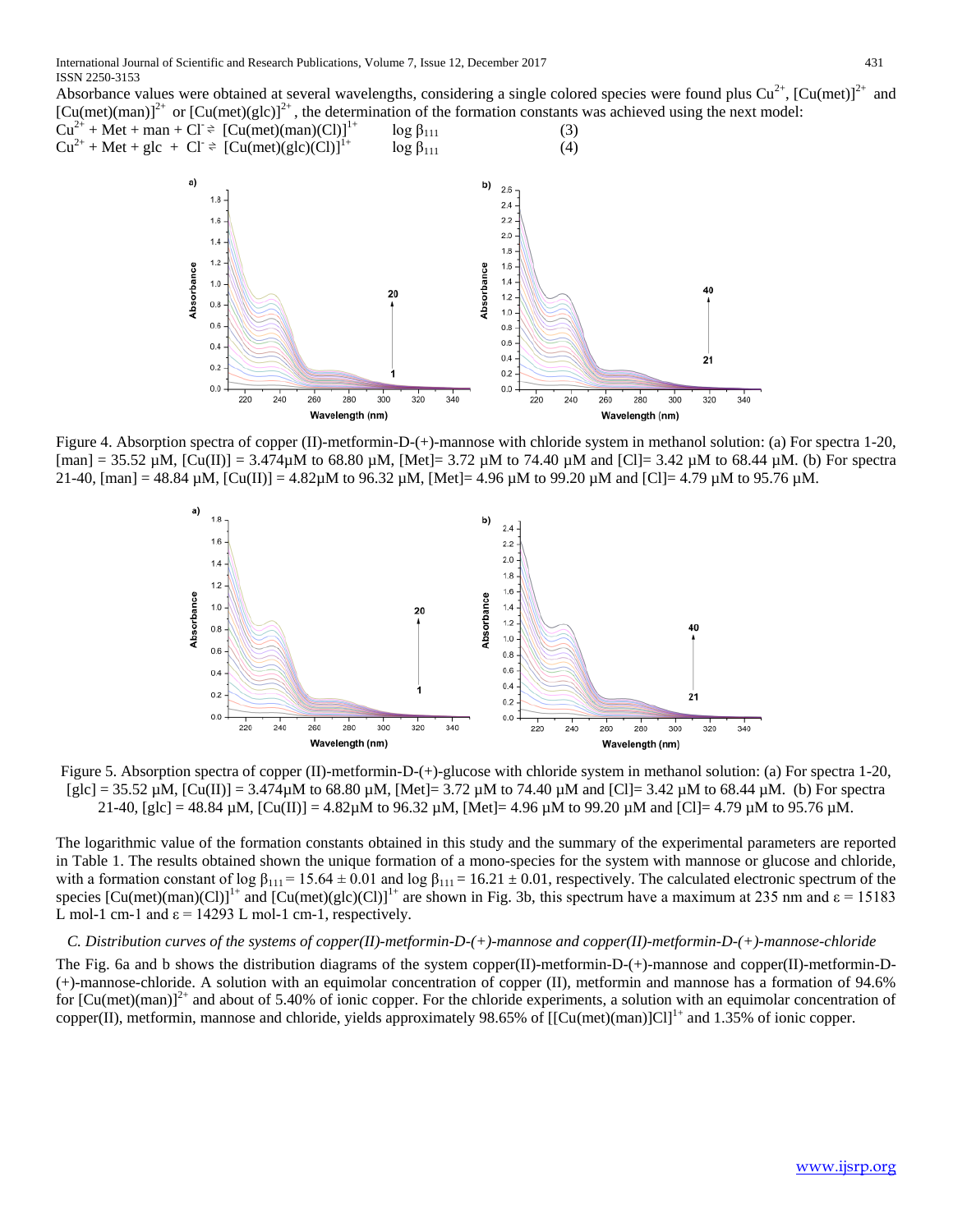Absorbance values were obtained at several wavelengths, considering a single colored species were found plus $Cu^{2+}$, $[Cu(met)]^{2+}$ and $[Cu(met)(man)]^{2+}$ or $[Cu(met)(glc)]^{2+}$, the determination of the formation constants was achieved using the next model:

$$Cu^{2+} + Met + man + Cl^{-} \rightleftharpoons [Cu(met)(man)(Cl)]^{1+} \qquad \log \beta_{111} \qquad (3)$$

$$Cu^{2+} + Met + glc + Cl^{-} \rightleftharpoons [Cu(met)(glc)(Cl)]^{1+} \qquad \log \beta_{111} \qquad (4)$$

Figure 4. Absorption spectra of copper (II)-metformin-D-(+)-mannose with chloride system in methanol solution: (a) For spectra 1-20, [man] = 35.52 µM, [Cu(II)] = 3.474µM to 68.80 µM, [Met]= 3.72 µM to 74.40 µM and [Cl]= 3.42 µM to 68.44 µM. (b) For spectra 21-40, [man] = 48.84 µM, [Cu(II)] = 4.82µM to 96.32 µM, [Met]= 4.96 µM to 99.20 µM and [Cl]= 4.79 µM to 95.76 µM.

Figure 5. Absorption spectra of copper (II)-metformin-D-(+)-glucose with chloride system in methanol solution: (a) For spectra 1-20, [glc] = 35.52 µM, [Cu(II)] = 3.474µM to 68.80 µM, [Met]= 3.72 µM to 74.40 µM and [Cl]= 3.42 µM to 68.44 µM. (b) For spectra 21-40, [glc] = 48.84 µM, [Cu(II)] = 4.82µM to 96.32 µM, [Met]= 4.96 µM to 99.20 µM and [Cl]= 4.79 µM to 95.76 µM.

The logarithmic value of the formation constants obtained in this study and the summary of the experimental parameters are reported in Table 1. The results obtained shown the unique formation of a mono-species for the system with mannose or glucose and chloride, with a formation constant of $\log \beta_{111} = 15.64 \pm 0.01$ and $\log \beta_{111} = 16.21 \pm 0.01$, respectively. The calculated electronic spectrum of the species $[Cu(met)(man)(Cl)]^{1+}$ and $[Cu(met)(glc)(Cl)]^{1+}$ are shown in Fig. 3b, this spectrum have a maximum at 235 nm and $\varepsilon = 15183$ L mol-1 cm-1 and $\varepsilon = 14293$ L mol-1 cm-1, respectively.

### *C. Distribution curves of the systems of copper(II)-metformin-D-(+)-mannose and copper(II)-metformin-D-(+)-mannose-chloride*

The Fig. 6a and b shows the distribution diagrams of the system copper(II)-metformin-D-(+)-mannose and copper(II)-metformin-D-(+)-mannose-chloride. A solution with an equimolar concentration of copper (II), metformin and mannose has a formation of 94.6% for $[Cu(met)(man)]^{2+}$ and about of 5.40% of ionic copper. For the chloride experiments, a solution with an equimolar concentration of copper(II), metformin, mannose and chloride, yields approximately 98.65% of $[[Cu(met)(man)]Cl]^{1+}$ and 1.35% of ionic copper.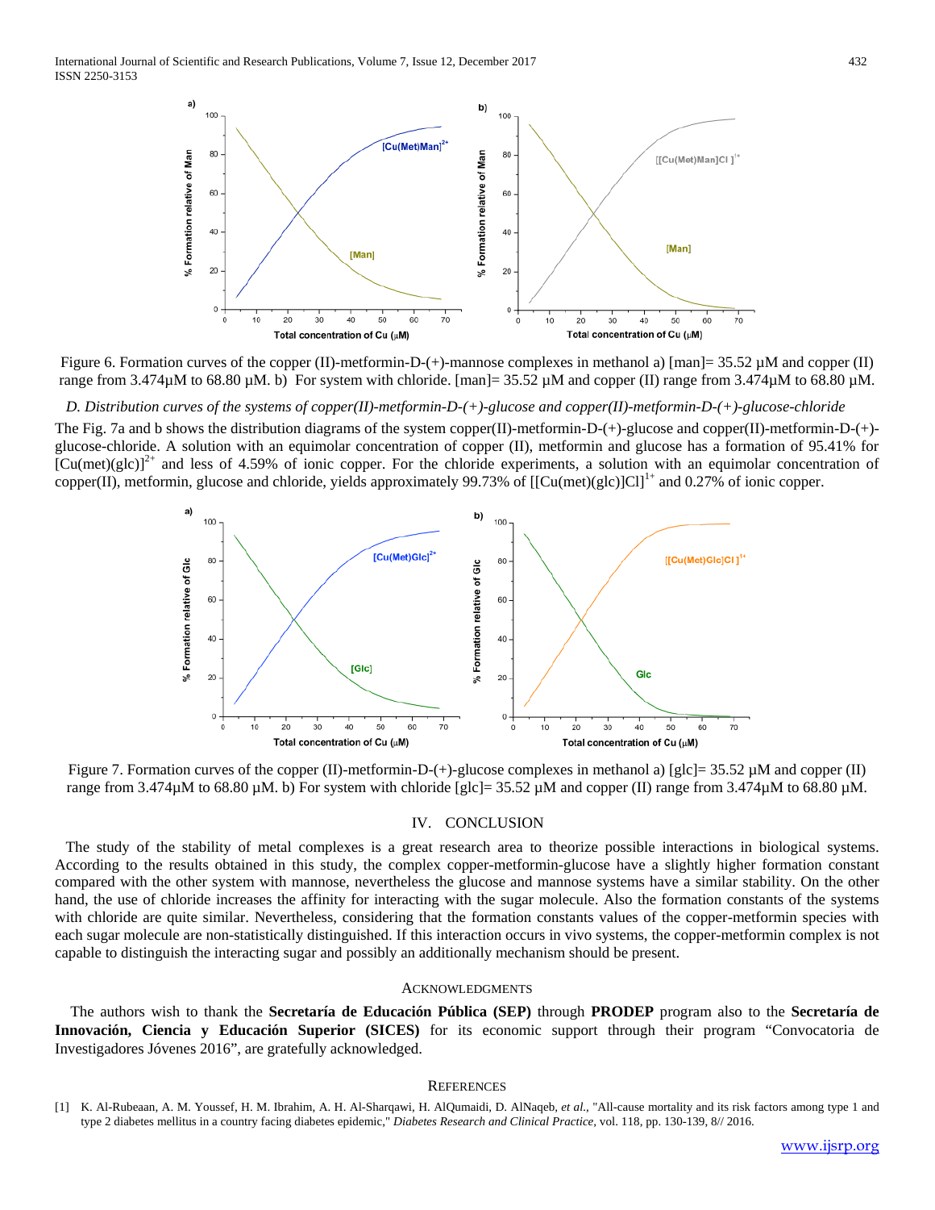Figure 6. Formation curves of the copper (II)-metformin-D-(+)-mannose complexes in methanol a) [man]= 35.52 µM and copper (II) range from 3.474µM to 68.80 µM. b) For system with chloride. [man]= 35.52 µM and copper (II) range from 3.474µM to 68.80 µM.

*D. Distribution curves of the systems of copper(II)-metformin-D-(+)-glucose and copper(II)-metformin-D-(+)-glucose-chloride*

The Fig. 7a and b shows the distribution diagrams of the system copper(II)-metformin-D-(+)-glucose and copper(II)-metformin-D-(+)-glucose-chloride. A solution with an equimolar concentration of copper (II), metformin and glucose has a formation of 95.41% for $[Cu(met)(glc)]^{2+}$ and less of 4.59% of ionic copper. For the chloride experiments, a solution with an equimolar concentration of copper(II), metformin, glucose and chloride, yields approximately 99.73% of $[[Cu(met)(glc)]Cl]^{1+}$ and 0.27% of ionic copper.

Figure 7. Formation curves of the copper (II)-metformin-D-(+)-glucose complexes in methanol a) [glc]= 35.52 µM and copper (II) range from 3.474µM to 68.80 µM. b) For system with chloride [glc]= 35.52 µM and copper (II) range from 3.474µM to 68.80 µM.

## IV. CONCLUSION

The study of the stability of metal complexes is a great research area to theorize possible interactions in biological systems. According to the results obtained in this study, the complex copper-metformin-glucose have a slightly higher formation constant compared with the other system with mannose, nevertheless the glucose and mannose systems have a similar stability. On the other hand, the use of chloride increases the affinity for interacting with the sugar molecule. Also the formation constants of the systems with chloride are quite similar. Nevertheless, considering that the formation constants values of the copper-metformin species with each sugar molecule are non-statistically distinguished. If this interaction occurs in vivo systems, the copper-metformin complex is not capable to distinguish the interacting sugar and possibly an additionally mechanism should be present.

## ACKNOWLEDGMENTS

The authors wish to thank the **Secretaría de Educación Pública (SEP)** through **PRODEP** program also to the **Secretaría de Innovación, Ciencia y Educación Superior (SICES)** for its economic support through their program "Convocatoria de Investigadores Jóvenes 2016", are gratefully acknowledged.

## REFERENCES

[1] K. Al-Rubeaan, A. M. Youssef, H. M. Ibrahim, A. H. Al-Sharqawi, H. AlQumaidi, D. AlNaqeb, *et al.*, "All-cause mortality and its risk factors among type 1 and type 2 diabetes mellitus in a country facing diabetes epidemic," *Diabetes Research and Clinical Practice*, vol. 118, pp. 130-139, 8// 2016.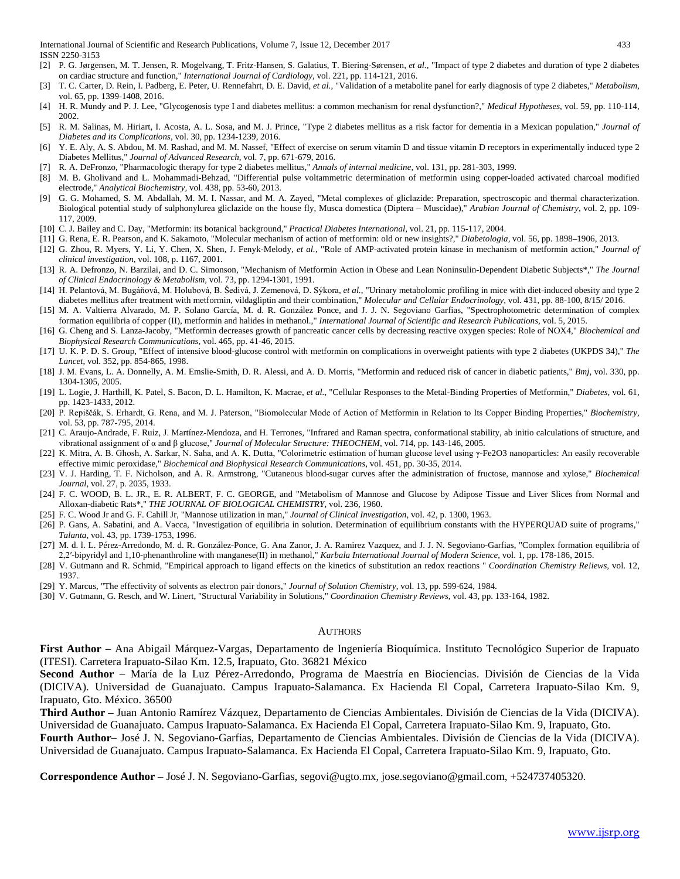[2] P. G. Jørgensen, M. T. Jensen, R. Mogelvang, T. Fritz-Hansen, S. Galatius, T. Biering-Sørensen, *et al.*, "Impact of type 2 diabetes and duration of type 2 diabetes on cardiac structure and function," *International Journal of Cardiology*, vol. 221, pp. 114-121, 2016.

[3] T. C. Carter, D. Rein, I. Padberg, E. Peter, U. Rennefahrt, D. E. David, *et al.*, "Validation of a metabolite panel for early diagnosis of type 2 diabetes," *Metabolism*, vol. 65, pp. 1399-1408, 2016.

[4] H. R. Mundy and P. J. Lee, "Glycogenosis type I and diabetes mellitus: a common mechanism for renal dysfunction?," *Medical Hypotheses*, vol. 59, pp. 110-114, 2002.

[5] R. M. Salinas, M. Hiriart, I. Acosta, A. L. Sosa, and M. J. Prince, "Type 2 diabetes mellitus as a risk factor for dementia in a Mexican population," *Journal of Diabetes and its Complications*, vol. 30, pp. 1234-1239, 2016.

[6] Y. E. Aly, A. S. Abdou, M. M. Rashad, and M. M. Nassef, "Effect of exercise on serum vitamin D and tissue vitamin D receptors in experimentally induced type 2 Diabetes Mellitus," *Journal of Advanced Research*, vol. 7, pp. 671-679, 2016.

[7] R. A. DeFronzo, "Pharmacologic therapy for type 2 diabetes mellitus," *Annals of internal medicine*, vol. 131, pp. 281-303, 1999.

[8] M. B. Gholivand and L. Mohammadi-Behzad, "Differential pulse voltammetric determination of metformin using copper-loaded activated charcoal modified electrode," *Analytical Biochemistry*, vol. 438, pp. 53-60, 2013.

[9] G. G. Mohamed, S. M. Abdallah, M. M. I. Nassar, and M. A. Zayed, "Metal complexes of gliclazide: Preparation, spectroscopic and thermal characterization. Biological potential study of sulphonylurea gliclazide on the house fly, Musca domestica (Diptera – Muscidae)," *Arabian Journal of Chemistry*, vol. 2, pp. 109-117, 2009.

[10] C. J. Bailey and C. Day, "Metformin: its botanical background," *Practical Diabetes International*, vol. 21, pp. 115-117, 2004.

[11] G. Rena, E. R. Pearson, and K. Sakamoto, "Molecular mechanism of action of metformin: old or new insights?," *Diabetologia*, vol. 56, pp. 1898–1906, 2013.

[12] G. Zhou, R. Myers, Y. Li, Y. Chen, X. Shen, J. Fenyk-Melody, *et al.*, "Role of AMP-activated protein kinase in mechanism of metformin action," *Journal of clinical investigation*, vol. 108, p. 1167, 2001.

[13] R. A. Defronzo, N. Barzilai, and D. C. Simonson, "Mechanism of Metformin Action in Obese and Lean Noninsulin-Dependent Diabetic Subjects*," *The Journal of Clinical Endocrinology & Metabolism*, vol. 73, pp. 1294-1301, 1991.

[14] H. Pelantová, M. Bugáňová, M. Holubová, B. Šedivá, J. Zemenová, D. Sýkora, *et al.*, "Urinary metabolomic profiling in mice with diet-induced obesity and type 2 diabetes mellitus after treatment with metformin, vildagliptin and their combination," *Molecular and Cellular Endocrinology*, vol. 431, pp. 88-100, 8/15/ 2016.

[15] M. A. Valtierra Alvarado, M. P. Solano García, M. d. R. González Ponce, and J. J. N. Segoviano Garfias, "Spectrophotometric determination of complex formation equilibria of copper (II), metformin and halides in methanol.," *International Journal of Scientific and Research Publications*, vol. 5, 2015.

[16] G. Cheng and S. Lanza-Jacoby, "Metformin decreases growth of pancreatic cancer cells by decreasing reactive oxygen species: Role of NOX4," *Biochemical and Biophysical Research Communications*, vol. 465, pp. 41-46, 2015.

[17] U. K. P. D. S. Group, "Effect of intensive blood-glucose control with metformin on complications in overweight patients with type 2 diabetes (UKPDS 34)," *The Lancet*, vol. 352, pp. 854-865, 1998.

[18] J. M. Evans, L. A. Donnelly, A. M. Emslie-Smith, D. R. Alessi, and A. D. Morris, "Metformin and reduced risk of cancer in diabetic patients," *Bmj*, vol. 330, pp. 1304-1305, 2005.

[19] L. Logie, J. Harthill, K. Patel, S. Bacon, D. L. Hamilton, K. Macrae, *et al.*, "Cellular Responses to the Metal-Binding Properties of Metformin," *Diabetes*, vol. 61, pp. 1423-1433, 2012.

[20] P. Repiščák, S. Erhardt, G. Rena, and M. J. Paterson, "Biomolecular Mode of Action of Metformin in Relation to Its Copper Binding Properties," *Biochemistry*, vol. 53, pp. 787-795, 2014.

[21] C. Araujo-Andrade, F. Ruiz, J. Martínez-Mendoza, and H. Terrones, "Infrared and Raman spectra, conformational stability, ab initio calculations of structure, and vibrational assignment of α and β glucose," *Journal of Molecular Structure: THEOCHEM*, vol. 714, pp. 143-146, 2005.

[22] K. Mitra, A. B. Ghosh, A. Sarkar, N. Saha, and A. K. Dutta, "Colorimetric estimation of human glucose level using γ-Fe2O3 nanoparticles: An easily recoverable effective mimic peroxidase," *Biochemical and Biophysical Research Communications*, vol. 451, pp. 30-35, 2014.

[23] V. J. Harding, T. F. Nicholson, and A. R. Armstrong, "Cutaneous blood-sugar curves after the administration of fructose, mannose and xylose," *Biochemical Journal*, vol. 27, p. 2035, 1933.

[24] F. C. WOOD, B. L. JR., E. R. ALBERT, F. C. GEORGE, and "Metabolism of Mannose and Glucose by Adipose Tissue and Liver Slices from Normal and Alloxan-diabetic Rats*," *THE JOURNAL OF BIOLOGICAL CHEMISTRY*, vol. 236, 1960.

[25] F. C. Wood Jr and G. F. Cahill Jr, "Mannose utilization in man," *Journal of Clinical Investigation*, vol. 42, p. 1300, 1963.

[26] P. Gans, A. Sabatini, and A. Vacca, "Investigation of equilibria in solution. Determination of equilibrium constants with the HYPERQUAD suite of programs," *Talanta*, vol. 43, pp. 1739-1753, 1996.

[27] M. d. l. L. Pérez-Arredondo, M. d. R. González-Ponce, G. Ana Zanor, J. A. Ramirez Vazquez, and J. J. N. Segoviano-Garfias, "Complex formation equilibria of 2,2′-bipyridyl and 1,10-phenanthroline with manganese(II) in methanol," *Karbala International Journal of Modern Science*, vol. 1, pp. 178-186, 2015.

[28] V. Gutmann and R. Schmid, "Empirical approach to ligand effects on the kinetics of substitution an redox reactions " *Coordination Chemistry Re!iews*, vol. 12, 1937.

[29] Y. Marcus, "The effectivity of solvents as electron pair donors," *Journal of Solution Chemistry*, vol. 13, pp. 599-624, 1984.

[30] V. Gutmann, G. Resch, and W. Linert, "Structural Variability in Solutions," *Coordination Chemistry Reviews*, vol. 43, pp. 133-164, 1982.

## AUTHORS

**First Author** – Ana Abigail Márquez-Vargas, Departamento de Ingeniería Bioquímica. Instituto Tecnológico Superior de Irapuato (ITESI). Carretera Irapuato-Silao Km. 12.5, Irapuato, Gto. 36821 México

**Second Author** – María de la Luz Pérez-Arredondo, Programa de Maestría en Biociencias. División de Ciencias de la Vida (DICIVA). Universidad de Guanajuato. Campus Irapuato-Salamanca. Ex Hacienda El Copal, Carretera Irapuato-Silao Km. 9, Irapuato, Gto. México. 36500

**Third Author** – Juan Antonio Ramírez Vázquez, Departamento de Ciencias Ambientales. División de Ciencias de la Vida (DICIVA). Universidad de Guanajuato. Campus Irapuato-Salamanca. Ex Hacienda El Copal, Carretera Irapuato-Silao Km. 9, Irapuato, Gto.

**Fourth Author**– José J. N. Segoviano-Garfias, Departamento de Ciencias Ambientales. División de Ciencias de la Vida (DICIVA). Universidad de Guanajuato. Campus Irapuato-Salamanca. Ex Hacienda El Copal, Carretera Irapuato-Silao Km. 9, Irapuato, Gto.

**Correspondence Author** – José J. N. Segoviano-Garfias, segovi@ugto.mx, jose.segoviano@gmail.com, +524737405320.